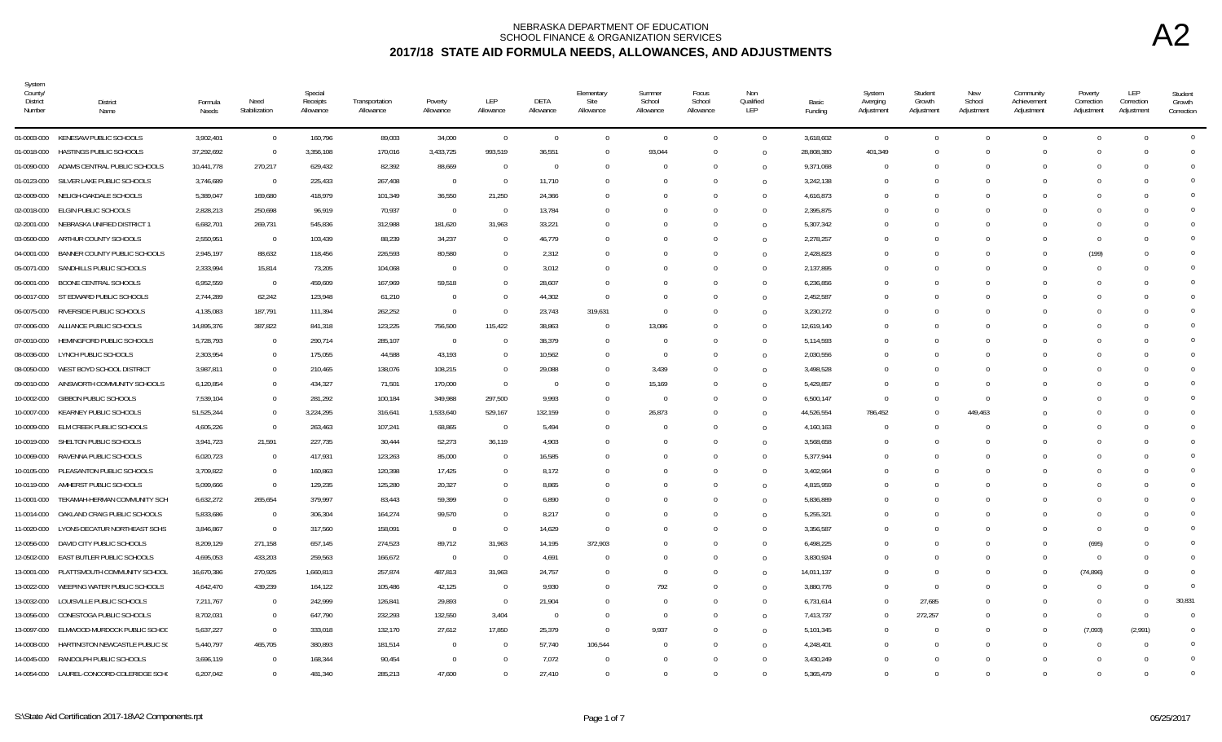# NEBRASKA DEPARTMENT OF EDUCATION
## SCHOOL FINANCE & ORGANIZATION SERVICES
## 2017/18 STATE AID FORMULA NEEDS, ALLOWANCES, AND ADJUSTMENTS

A2

| System County/ District Number | District Name | Formula Needs | Need Stabilization | Special Receipts Allowance | Transportation Allowance | Poverty Allowance | LEP Allowance | DETA Allowance | Elementary Site Allowance | Summer School Allowance | Focus School Allowance | Non Qualified LEP | Basic Funding | System Averging Adjustment | Student Growth Adjustment | New School Adjustment | Community Achievement Adjustment | Poverty Correction Adjustment | LEP Correction Adjustment | Student Growth Correction |
|---|---|---|---|---|---|---|---|---|---|---|---|---|---|---|---|---|---|---|---|---|
| 01-0003-000 | KENESAW PUBLIC SCHOOLS | 3,902,401 | 0 | 160,796 | 89,003 | 34,000 | 0 | 0 | 0 | 0 | 0 | 0 | 3,618,602 | 0 | 0 | 0 | 0 | 0 | 0 | 0 |
| 01-0018-000 | HASTINGS PUBLIC SCHOOLS | 37,292,692 | 0 | 3,356,108 | 170,016 | 3,433,725 | 993,519 | 36,551 | 0 | 93,044 | 0 | 0 | 28,808,380 | 401,349 | 0 | 0 | 0 | 0 | 0 | 0 |
| 01-0090-000 | ADAMS CENTRAL PUBLIC SCHOOLS | 10,441,778 | 270,217 | 629,432 | 82,392 | 88,669 | 0 | 0 | 0 | 0 | 0 | 0 | 9,371,068 | 0 | 0 | 0 | 0 | 0 | 0 | 0 |
| 01-0123-000 | SILVER LAKE PUBLIC SCHOOLS | 3,746,689 | 0 | 225,433 | 267,408 | 0 | 0 | 11,710 | 0 | 0 | 0 | 0 | 3,242,138 | 0 | 0 | 0 | 0 | 0 | 0 | 0 |
| 02-0009-000 | NELIGH-OAKDALE SCHOOLS | 5,389,047 | 169,680 | 418,979 | 101,349 | 36,550 | 21,250 | 24,366 | 0 | 0 | 0 | 0 | 4,616,873 | 0 | 0 | 0 | 0 | 0 | 0 | 0 |
| 02-0018-000 | ELGIN PUBLIC SCHOOLS | 2,828,213 | 250,698 | 96,919 | 70,937 | 0 | 0 | 13,784 | 0 | 0 | 0 | 0 | 2,395,875 | 0 | 0 | 0 | 0 | 0 | 0 | 0 |
| 02-2001-000 | NEBRASKA UNIFIED DISTRICT 1 | 6,682,701 | 269,731 | 545,836 | 312,988 | 181,620 | 31,963 | 33,221 | 0 | 0 | 0 | 0 | 5,307,342 | 0 | 0 | 0 | 0 | 0 | 0 | 0 |
| 03-0500-000 | ARTHUR COUNTY SCHOOLS | 2,550,951 | 0 | 103,439 | 88,239 | 34,237 | 0 | 46,779 | 0 | 0 | 0 | 0 | 2,278,257 | 0 | 0 | 0 | 0 | 0 | 0 | 0 |
| 04-0001-000 | BANNER COUNTY PUBLIC SCHOOLS | 2,945,197 | 88,632 | 118,456 | 226,593 | 80,580 | 0 | 2,312 | 0 | 0 | 0 | 0 | 2,428,823 | 0 | 0 | 0 | 0 | (199) | 0 | 0 |
| 05-0071-000 | SANDHILLS PUBLIC SCHOOLS | 2,333,994 | 15,814 | 73,205 | 104,068 | 0 | 0 | 3,012 | 0 | 0 | 0 | 0 | 2,137,895 | 0 | 0 | 0 | 0 | 0 | 0 | 0 |
| 06-0001-000 | BOONE CENTRAL SCHOOLS | 6,952,569 | 0 | 459,609 | 167,969 | 59,518 | 0 | 28,607 | 0 | 0 | 0 | 0 | 6,236,866 | 0 | 0 | 0 | 0 | 0 | 0 | 0 |
| 06-0017-000 | ST EDWARD PUBLIC SCHOOLS | 2,744,289 | 62,242 | 123,948 | 61,210 | 0 | 0 | 44,302 | 0 | 0 | 0 | 0 | 2,452,587 | 0 | 0 | 0 | 0 | 0 | 0 | 0 |
| 06-0075-000 | RIVERSIDE PUBLIC SCHOOLS | 4,135,083 | 187,791 | 111,394 | 262,252 | 0 | 0 | 23,743 | 319,631 | 0 | 0 | 0 | 3,230,272 | 0 | 0 | 0 | 0 | 0 | 0 | 0 |
| 07-0006-000 | ALLIANCE PUBLIC SCHOOLS | 14,895,376 | 387,822 | 841,318 | 123,225 | 756,500 | 115,422 | 38,863 | 0 | 13,086 | 0 | 0 | 12,619,140 | 0 | 0 | 0 | 0 | 0 | 0 | 0 |
| 07-0010-000 | HEMINGFORD PUBLIC SCHOOLS | 5,728,793 | 0 | 290,714 | 285,107 | 0 | 0 | 38,379 | 0 | 0 | 0 | 0 | 5,114,593 | 0 | 0 | 0 | 0 | 0 | 0 | 0 |
| 08-0036-000 | LYNCH PUBLIC SCHOOLS | 2,303,954 | 0 | 175,055 | 44,588 | 43,193 | 0 | 10,562 | 0 | 0 | 0 | 0 | 2,030,556 | 0 | 0 | 0 | 0 | 0 | 0 | 0 |
| 08-0050-000 | WEST BOYD SCHOOL DISTRICT | 3,987,811 | 0 | 210,465 | 138,076 | 108,215 | 0 | 29,088 | 0 | 3,439 | 0 | 0 | 3,498,528 | 0 | 0 | 0 | 0 | 0 | 0 | 0 |
| 09-0010-000 | AINSWORTH COMMUNITY SCHOOLS | 6,120,854 | 0 | 434,327 | 71,501 | 170,000 | 0 | 0 | 0 | 15,169 | 0 | 0 | 5,429,857 | 0 | 0 | 0 | 0 | 0 | 0 | 0 |
| 10-0002-000 | GIBBON PUBLIC SCHOOLS | 7,539,104 | 0 | 281,292 | 100,184 | 349,988 | 297,500 | 9,993 | 0 | 0 | 0 | 0 | 6,500,147 | 0 | 0 | 0 | 0 | 0 | 0 | 0 |
| 10-0007-000 | KEARNEY PUBLIC SCHOOLS | 51,525,244 | 0 | 3,224,295 | 316,641 | 1,533,640 | 529,167 | 132,159 | 0 | 26,873 | 0 | 0 | 44,526,554 | 786,452 | 0 | 449,463 | 0 | 0 | 0 | 0 |
| 10-0009-000 | ELM CREEK PUBLIC SCHOOLS | 4,605,226 | 0 | 263,463 | 107,241 | 68,865 | 0 | 5,494 | 0 | 0 | 0 | 0 | 4,160,163 | 0 | 0 | 0 | 0 | 0 | 0 | 0 |
| 10-0019-000 | SHELTON PUBLIC SCHOOLS | 3,941,723 | 21,591 | 227,735 | 30,444 | 52,273 | 36,119 | 4,903 | 0 | 0 | 0 | 0 | 3,568,658 | 0 | 0 | 0 | 0 | 0 | 0 | 0 |
| 10-0069-000 | RAVENNA PUBLIC SCHOOLS | 6,020,723 | 0 | 417,931 | 123,263 | 85,000 | 0 | 16,585 | 0 | 0 | 0 | 0 | 5,377,944 | 0 | 0 | 0 | 0 | 0 | 0 | 0 |
| 10-0105-000 | PLEASANTON PUBLIC SCHOOLS | 3,709,822 | 0 | 160,863 | 120,398 | 17,425 | 0 | 8,172 | 0 | 0 | 0 | 0 | 3,402,964 | 0 | 0 | 0 | 0 | 0 | 0 | 0 |
| 10-0119-000 | AMHERST PUBLIC SCHOOLS | 5,099,666 | 0 | 129,235 | 125,280 | 20,327 | 0 | 8,865 | 0 | 0 | 0 | 0 | 4,815,959 | 0 | 0 | 0 | 0 | 0 | 0 | 0 |
| 11-0001-000 | TEKAMAH-HERMAN COMMUNITY SCH | 6,632,272 | 265,654 | 379,997 | 83,443 | 59,399 | 0 | 6,890 | 0 | 0 | 0 | 0 | 5,836,889 | 0 | 0 | 0 | 0 | 0 | 0 | 0 |
| 11-0014-000 | OAKLAND CRAIG PUBLIC SCHOOLS | 5,833,686 | 0 | 306,304 | 164,274 | 99,570 | 0 | 8,217 | 0 | 0 | 0 | 0 | 5,255,321 | 0 | 0 | 0 | 0 | 0 | 0 | 0 |
| 11-0020-000 | LYONS-DECATUR NORTHEAST SCHS | 3,846,867 | 0 | 317,560 | 158,091 | 0 | 0 | 14,629 | 0 | 0 | 0 | 0 | 3,356,587 | 0 | 0 | 0 | 0 | 0 | 0 | 0 |
| 12-0056-000 | DAVID CITY PUBLIC SCHOOLS | 8,209,129 | 271,158 | 657,145 | 274,523 | 89,712 | 31,963 | 14,195 | 372,903 | 0 | 0 | 0 | 6,498,225 | 0 | 0 | 0 | 0 | (695) | 0 | 0 |
| 12-0502-000 | EAST BUTLER PUBLIC SCHOOLS | 4,695,053 | 433,203 | 259,563 | 166,672 | 0 | 0 | 4,691 | 0 | 0 | 0 | 0 | 3,830,924 | 0 | 0 | 0 | 0 | 0 | 0 | 0 |
| 13-0001-000 | PLATTSMOUTH COMMUNITY SCHOOL | 16,670,386 | 270,925 | 1,660,813 | 257,874 | 487,813 | 31,963 | 24,757 | 0 | 0 | 0 | 0 | 14,011,137 | 0 | 0 | 0 | 0 | (74,896) | 0 | 0 |
| 13-0022-000 | WEEPING WATER PUBLIC SCHOOLS | 4,642,470 | 439,239 | 164,122 | 105,486 | 42,125 | 0 | 9,930 | 0 | 792 | 0 | 0 | 3,880,776 | 0 | 0 | 0 | 0 | 0 | 0 | 0 |
| 13-0032-000 | LOUISVILLE PUBLIC SCHOOLS | 7,211,767 | 0 | 242,999 | 126,841 | 29,893 | 0 | 21,904 | 0 | 0 | 0 | 0 | 6,731,614 | 0 | 27,685 | 0 | 0 | 0 | 0 | 30,831 |
| 13-0056-000 | CONESTOGA PUBLIC SCHOOLS | 8,702,031 | 0 | 647,790 | 232,293 | 132,550 | 3,404 | 0 | 0 | 0 | 0 | 0 | 7,413,737 | 0 | 272,257 | 0 | 0 | 0 | 0 | 0 |
| 13-0097-000 | ELMWOOD-MURDOCK PUBLIC SCHOO | 5,637,227 | 0 | 333,018 | 132,170 | 27,612 | 17,850 | 25,379 | 0 | 9,937 | 0 | 0 | 5,101,345 | 0 | 0 | 0 | 0 | (7,093) | (2,991) | 0 |
| 14-0008-000 | HARTINGTON NEWCASTLE PUBLIC SC | 5,440,797 | 465,705 | 380,893 | 181,514 | 0 | 0 | 57,740 | 106,544 | 0 | 0 | 0 | 4,248,401 | 0 | 0 | 0 | 0 | 0 | 0 | 0 |
| 14-0045-000 | RANDOLPH PUBLIC SCHOOLS | 3,696,119 | 0 | 168,344 | 90,454 | 0 | 0 | 7,072 | 0 | 0 | 0 | 0 | 3,430,249 | 0 | 0 | 0 | 0 | 0 | 0 | 0 |
| 14-0054-000 | LAUREL-CONCORD-COLERIDGE SCH | 6,207,042 | 0 | 481,340 | 285,213 | 47,600 | 0 | 27,410 | 0 | 0 | 0 | 0 | 5,365,479 | 0 | 0 | 0 | 0 | 0 | 0 | 0 |

S:\State Aid Certification 2017-18\A2 Components.rpt

05/25/2017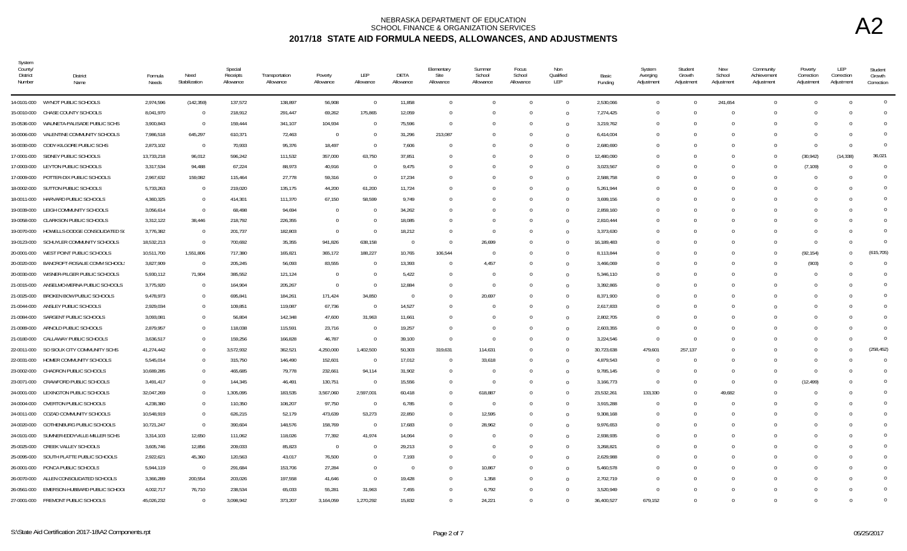# NEBRASKA DEPARTMENT OF EDUCATION
## SCHOOL FINANCE & ORGANIZATION SERVICES
## 2017/18 STATE AID FORMULA NEEDS, ALLOWANCES, AND ADJUSTMENTS

A2

| System County/ District Number | District Name | Formula Needs | Need Stabilization | Special Receipts Allowance | Transportation Allowance | Poverty Allowance | LEP Allowance | DETA Allowance | Elementary Site Allowance | Summer School Allowance | Focus School Allowance | Non Qualified LEP | Basic Funding | System Averging Adjustment | Student Growth Adjustment | New School Adjustment | Community Achievement Adjustment | Poverty Correction Adjustment | LEP Correction Adjustment | Student Growth Correction |
|---|---|---|---|---|---|---|---|---|---|---|---|---|---|---|---|---|---|---|---|---|
| 14-0101-000 | WYNOT PUBLIC SCHOOLS | 2,974,596 | (142,359) | 137,572 | 138,897 | 56,908 | 0 | 11,858 | 0 | 0 | 0 | 0 | 2,530,066 | 0 | 0 | 241,654 | 0 | 0 | 0 | 0 |
| 15-0010-000 | CHASE COUNTY SCHOOLS | 8,041,970 | 0 | 218,912 | 291,447 | 69,262 | 175,865 | 12,059 | 0 | 0 | 0 | 0 | 7,274,425 | 0 | 0 | 0 | 0 | 0 | 0 | 0 |
| 15-0536-000 | WAUNETA-PALISADE PUBLIC SCHS | 3,900,843 | 0 | 159,444 | 341,107 | 104,934 | 0 | 75,596 | 0 | 0 | 0 | 0 | 3,219,762 | 0 | 0 | 0 | 0 | 0 | 0 | 0 |
| 16-0006-000 | VALENTINE COMMUNITY SCHOOLS | 7,986,518 | 645,297 | 610,371 | 72,463 | 0 | 0 | 31,296 | 213,087 | 0 | 0 | 0 | 6,414,004 | 0 | 0 | 0 | 0 | 0 | 0 | 0 |
| 16-0030-000 | CODY-KILGORE PUBLIC SCHS | 2,873,102 | 0 | 70,933 | 95,376 | 18,497 | 0 | 7,606 | 0 | 0 | 0 | 0 | 2,680,690 | 0 | 0 | 0 | 0 | 0 | 0 | 0 |
| 17-0001-000 | SIDNEY PUBLIC SCHOOLS | 13,733,218 | 96,012 | 596,242 | 111,532 | 357,000 | 63,750 | 37,851 | 0 | 0 | 0 | 0 | 12,480,090 | 0 | 0 | 0 | 0 | (30,942) | (14,338) | 36,021 |
| 17-0003-000 | LEYTON PUBLIC SCHOOLS | 3,317,534 | 94,488 | 67,224 | 88,973 | 40,916 | 0 | 9,475 | 0 | 0 | 0 | 0 | 3,023,567 | 0 | 0 | 0 | 0 | (7,109) | 0 | 0 |
| 17-0009-000 | POTTER-DIX PUBLIC SCHOOLS | 2,967,632 | 159,082 | 115,464 | 27,778 | 59,316 | 0 | 17,234 | 0 | 0 | 0 | 0 | 2,588,758 | 0 | 0 | 0 | 0 | 0 | 0 | 0 |
| 18-0002-000 | SUTTON PUBLIC SCHOOLS | 5,733,263 | 0 | 219,020 | 135,175 | 44,200 | 61,200 | 11,724 | 0 | 0 | 0 | 0 | 5,261,944 | 0 | 0 | 0 | 0 | 0 | 0 | 0 |
| 18-0011-000 | HARVARD PUBLIC SCHOOLS | 4,360,325 | 0 | 414,301 | 111,370 | 67,150 | 58,599 | 9,749 | 0 | 0 | 0 | 0 | 3,699,156 | 0 | 0 | 0 | 0 | 0 | 0 | 0 |
| 19-0039-000 | LEIGH COMMUNITY SCHOOLS | 3,056,614 | 0 | 68,498 | 94,694 | 0 | 0 | 34,262 | 0 | 0 | 0 | 0 | 2,859,160 | 0 | 0 | 0 | 0 | 0 | 0 | 0 |
| 19-0058-000 | CLARKSON PUBLIC SCHOOLS | 3,312,122 | 38,446 | 218,792 | 226,355 | 0 | 0 | 18,085 | 0 | 0 | 0 | 0 | 2,810,444 | 0 | 0 | 0 | 0 | 0 | 0 | 0 |
| 19-0070-000 | HOWELLS-DODGE CONSOLIDATED S( | 3,776,382 | 0 | 201,737 | 182,803 | 0 | 0 | 18,212 | 0 | 0 | 0 | 0 | 3,373,630 | 0 | 0 | 0 | 0 | 0 | 0 | 0 |
| 19-0123-000 | SCHUYLER COMMUNITY SCHOOLS | 18,532,213 | 0 | 700,692 | 35,355 | 941,826 | 638,158 | 0 | 0 | 26,699 | 0 | 0 | 16,189,483 | 0 | 0 | 0 | 0 | 0 | 0 | 0 |
| 20-0001-000 | WEST POINT PUBLIC SCHOOLS | 10,511,700 | 1,551,806 | 717,380 | 165,821 | 365,172 | 188,227 | 10,765 | 106,544 | 0 | 0 | 0 | 8,113,844 | 0 | 0 | 0 | 0 | (92,154) | 0 | (615,705) |
| 20-0020-000 | BANCROFT-ROSALIE COMM SCHOOL: | 3,827,909 | 0 | 205,245 | 56,093 | 83,555 | 0 | 13,393 | 0 | 4,457 | 0 | 0 | 3,466,069 | 0 | 0 | 0 | 0 | (903) | 0 | 0 |
| 20-0030-000 | WISNER-PILGER PUBLIC SCHOOLS | 5,930,112 | 71,904 | 385,552 | 121,124 | 0 | 0 | 5,422 | 0 | 0 | 0 | 0 | 5,346,110 | 0 | 0 | 0 | 0 | 0 | 0 | 0 |
| 21-0015-000 | ANSELMO-MERNA PUBLIC SCHOOLS | 3,775,920 | 0 | 164,904 | 205,267 | 0 | 0 | 12,884 | 0 | 0 | 0 | 0 | 3,392,865 | 0 | 0 | 0 | 0 | 0 | 0 | 0 |
| 21-0025-000 | BROKEN BOW PUBLIC SCHOOLS | 9,478,973 | 0 | 695,841 | 184,261 | 171,424 | 34,850 | 0 | 0 | 20,697 | 0 | 0 | 8,371,900 | 0 | 0 | 0 | 0 | 0 | 0 | 0 |
| 21-0044-000 | ANSLEY PUBLIC SCHOOLS | 2,929,034 | 0 | 109,851 | 119,087 | 67,736 | 0 | 14,527 | 0 | 0 | 0 | 0 | 2,617,833 | 0 | 0 | 0 | 0 | 0 | 0 | 0 |
| 21-0084-000 | SARGENT PUBLIC SCHOOLS | 3,093,081 | 0 | 56,804 | 142,348 | 47,600 | 31,963 | 11,661 | 0 | 0 | 0 | 0 | 2,802,705 | 0 | 0 | 0 | 0 | 0 | 0 | 0 |
| 21-0089-000 | ARNOLD PUBLIC SCHOOLS | 2,879,957 | 0 | 118,038 | 115,591 | 23,716 | 0 | 19,257 | 0 | 0 | 0 | 0 | 2,603,355 | 0 | 0 | 0 | 0 | 0 | 0 | 0 |
| 21-0180-000 | CALLAWAY PUBLIC SCHOOLS | 3,636,517 | 0 | 159,256 | 166,828 | 46,787 | 0 | 39,100 | 0 | 0 | 0 | 0 | 3,224,546 | 0 | 0 | 0 | 0 | 0 | 0 | 0 |
| 22-0011-000 | SO SIOUX CITY COMMUNITY SCHS | 41,274,442 | 0 | 3,572,932 | 362,521 | 4,250,000 | 1,402,500 | 50,303 | 319,631 | 114,631 | 0 | 0 | 30,723,638 | 479,601 | 257,137 | 0 | 0 | 0 | 0 | (258,452) |
| 22-0031-000 | HOMER COMMUNITY SCHOOLS | 5,545,014 | 0 | 315,750 | 146,490 | 152,601 | 0 | 17,012 | 0 | 33,618 | 0 | 0 | 4,879,543 | 0 | 0 | 0 | 0 | 0 | 0 | 0 |
| 23-0002-000 | CHADRON PUBLIC SCHOOLS | 10,689,285 | 0 | 465,685 | 79,778 | 232,661 | 94,114 | 31,902 | 0 | 0 | 0 | 0 | 9,785,145 | 0 | 0 | 0 | 0 | 0 | 0 | 0 |
| 23-0071-000 | CRAWFORD PUBLIC SCHOOLS | 3,491,417 | 0 | 144,345 | 46,491 | 130,751 | 0 | 15,556 | 0 | 0 | 0 | 0 | 3,166,773 | 0 | 0 | 0 | 0 | (12,499) | 0 | 0 |
| 24-0001-000 | LEXINGTON PUBLIC SCHOOLS | 32,047,269 | 0 | 1,305,095 | 183,535 | 3,567,060 | 2,597,001 | 60,418 | 0 | 618,887 | 0 | 0 | 23,532,261 | 133,330 | 0 | 49,682 | 0 | 0 | 0 | 0 |
| 24-0004-000 | OVERTON PUBLIC SCHOOLS | 4,238,380 | 0 | 110,350 | 108,207 | 97,750 | 0 | 6,785 | 0 | 0 | 0 | 0 | 3,915,288 | 0 | 0 | 0 | 0 | 0 | 0 | 0 |
| 24-0011-000 | COZAD COMMUNITY SCHOOLS | 10,548,919 | 0 | 626,215 | 52,179 | 473,639 | 53,273 | 22,850 | 0 | 12,595 | 0 | 0 | 9,308,168 | 0 | 0 | 0 | 0 | 0 | 0 | 0 |
| 24-0020-000 | GOTHENBURG PUBLIC SCHOOLS | 10,721,247 | 0 | 390,604 | 148,576 | 158,769 | 0 | 17,683 | 0 | 28,962 | 0 | 0 | 9,976,653 | 0 | 0 | 0 | 0 | 0 | 0 | 0 |
| 24-0101-000 | SUMNER-EDDYVILLE-MILLER SCHS | 3,314,103 | 12,650 | 111,062 | 118,026 | 77,392 | 41,974 | 14,064 | 0 | 0 | 0 | 0 | 2,938,935 | 0 | 0 | 0 | 0 | 0 | 0 | 0 |
| 25-0025-000 | CREEK VALLEY SCHOOLS | 3,605,746 | 12,856 | 209,033 | 85,823 | 0 | 0 | 29,213 | 0 | 0 | 0 | 0 | 3,268,821 | 0 | 0 | 0 | 0 | 0 | 0 | 0 |
| 25-0095-000 | SOUTH PLATTE PUBLIC SCHOOLS | 2,922,621 | 45,360 | 120,563 | 43,017 | 76,500 | 0 | 7,193 | 0 | 0 | 0 | 0 | 2,629,988 | 0 | 0 | 0 | 0 | 0 | 0 | 0 |
| 26-0001-000 | PONCA PUBLIC SCHOOLS | 5,944,119 | 0 | 291,684 | 153,706 | 27,284 | 0 | 0 | 0 | 10,867 | 0 | 0 | 5,460,578 | 0 | 0 | 0 | 0 | 0 | 0 | 0 |
| 26-0070-000 | ALLEN CONSOLIDATED SCHOOLS | 3,366,289 | 200,554 | 203,026 | 197,558 | 41,646 | 0 | 19,428 | 0 | 1,358 | 0 | 0 | 2,702,719 | 0 | 0 | 0 | 0 | 0 | 0 | 0 |
| 26-0561-000 | EMERSON-HUBBARD PUBLIC SCHOOI | 4,002,717 | 76,710 | 238,534 | 65,033 | 55,281 | 31,963 | 7,455 | 0 | 6,792 | 0 | 0 | 3,520,949 | 0 | 0 | 0 | 0 | 0 | 0 | 0 |
| 27-0001-000 | FREMONT PUBLIC SCHOOLS | 45,026,232 | 0 | 3,098,942 | 373,207 | 3,164,059 | 1,270,292 | 15,832 | 0 | 24,221 | 0 | 0 | 36,400,527 | 679,152 | 0 | 0 | 0 | 0 | 0 | 0 |

S:\State Aid Certification 2017-18\A2 Components.rpt

05/25/2017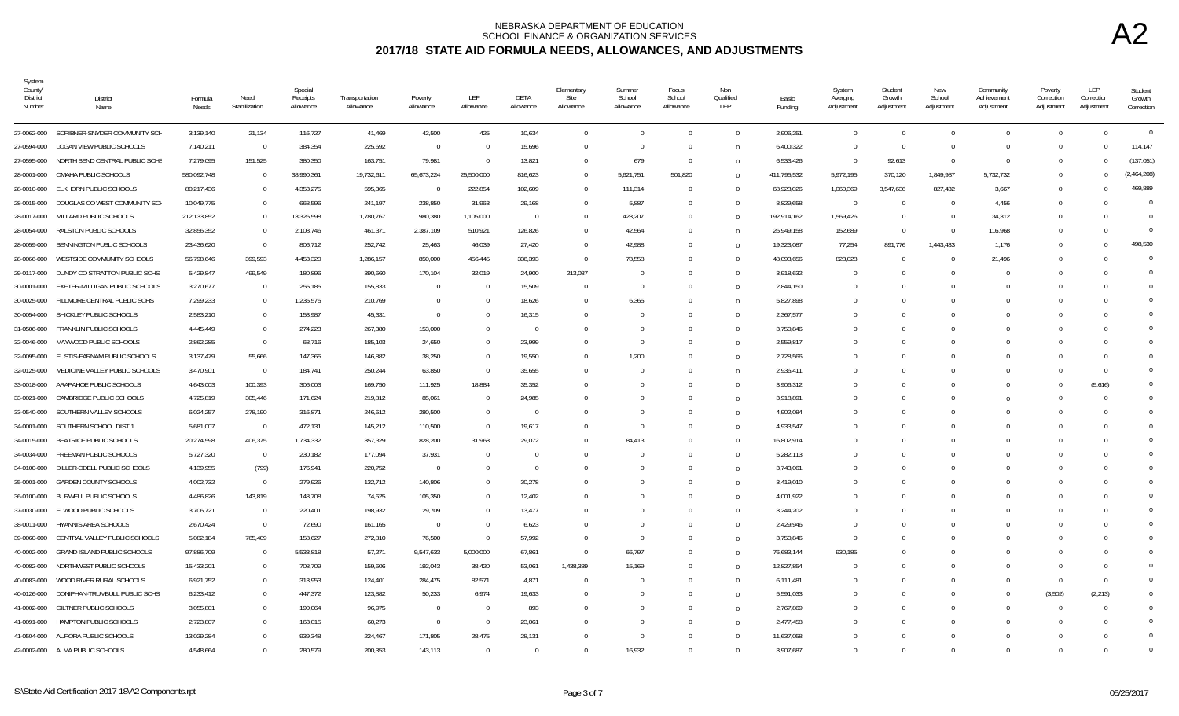# NEBRASKA DEPARTMENT OF EDUCATION
## SCHOOL FINANCE & ORGANIZATION SERVICES
## 2017/18 STATE AID FORMULA NEEDS, ALLOWANCES, AND ADJUSTMENTS

A2

| System County/ District Number | District Name | Formula Needs | Need Stabilization | Special Receipts Allowance | Transportation Allowance | Poverty Allowance | LEP Allowance | DETA Allowance | Elementary Site Allowance | Summer School Allowance | Focus School Allowance | Non Qualified LEP | Basic Funding | System Averging Adjustment | Student Growth Adjustment | New School Adjustment | Community Achievement Adjustment | Poverty Correction Adjustment | LEP Correction Adjustment | Student Growth Correction |
|---|---|---|---|---|---|---|---|---|---|---|---|---|---|---|---|---|---|---|---|---|
| 27-0062-000 | SCRIBNER-SNYDER COMMUNITY SCH | 3,139,140 | 21,134 | 116,727 | 41,469 | 42,500 | 425 | 10,634 | 0 | 0 | 0 | 0 | 2,906,251 | 0 | 0 | 0 | 0 | 0 | 0 | 0 |
| 27-0594-000 | LOGAN VIEW PUBLIC SCHOOLS | 7,140,211 | 0 | 384,354 | 225,692 | 0 | 0 | 15,696 | 0 | 0 | 0 | 0 | 6,400,322 | 0 | 0 | 0 | 0 | 0 | 0 | 114,147 |
| 27-0595-000 | NORTH BEND CENTRAL PUBLIC SCHS | 7,279,095 | 151,525 | 380,350 | 163,751 | 79,961 | 0 | 13,821 | 0 | 679 | 0 | 0 | 6,533,426 | 0 | 92,613 | 0 | 0 | 0 | 0 | (137,051) |
| 28-0001-000 | OMAHA PUBLIC SCHOOLS | 580,092,748 | 0 | 38,990,361 | 19,732,611 | 65,673,224 | 25,500,000 | 816,623 | 0 | 5,621,751 | 501,820 | 0 | 411,795,532 | 5,972,195 | 370,120 | 1,849,987 | 5,732,732 | 0 | 0 | (2,464,208) |
| 28-0010-000 | ELKHORN PUBLIC SCHOOLS | 80,217,436 | 0 | 4,353,275 | 595,365 | 0 | 222,854 | 102,609 | 0 | 111,314 | 0 | 0 | 68,923,026 | 1,060,369 | 3,547,636 | 827,432 | 3,667 | 0 | 0 | 469,889 |
| 28-0015-000 | DOUGLAS CO WEST COMMUNITY SCH | 10,049,775 | 0 | 668,596 | 241,197 | 238,850 | 31,963 | 29,168 | 0 | 5,887 | 0 | 0 | 8,829,658 | 0 | 0 | 0 | 4,456 | 0 | 0 | 0 |
| 28-0017-000 | MILLARD PUBLIC SCHOOLS | 212,133,852 | 0 | 13,326,598 | 1,780,767 | 980,380 | 1,105,000 | 0 | 0 | 423,207 | 0 | 0 | 192,914,162 | 1,569,426 | 0 | 0 | 34,312 | 0 | 0 | 0 |
| 28-0054-000 | RALSTON PUBLIC SCHOOLS | 32,856,352 | 0 | 2,108,746 | 461,371 | 2,387,109 | 510,921 | 126,826 | 0 | 42,564 | 0 | 0 | 26,949,158 | 152,689 | 0 | 0 | 116,968 | 0 | 0 | 0 |
| 28-0059-000 | BENNINGTON PUBLIC SCHOOLS | 23,436,620 | 0 | 806,712 | 252,742 | 25,463 | 46,039 | 27,420 | 0 | 42,988 | 0 | 0 | 19,323,087 | 77,254 | 891,776 | 1,443,433 | 1,176 | 0 | 0 | 498,530 |
| 28-0066-000 | WESTSIDE COMMUNITY SCHOOLS | 56,798,646 | 399,593 | 4,453,320 | 1,286,157 | 850,000 | 456,445 | 336,393 | 0 | 78,558 | 0 | 0 | 48,093,656 | 823,028 | 0 | 0 | 21,496 | 0 | 0 | 0 |
| 29-0117-000 | DUNDY CO STRATTON PUBLIC SCHS | 5,429,847 | 499,549 | 180,896 | 390,660 | 170,104 | 32,019 | 24,900 | 213,087 | 0 | 0 | 0 | 3,918,632 | 0 | 0 | 0 | 0 | 0 | 0 | 0 |
| 30-0001-000 | EXETER-MILLIGAN PUBLIC SCHOOLS | 3,270,677 | 0 | 255,185 | 155,833 | 0 | 0 | 15,509 | 0 | 0 | 0 | 0 | 2,844,150 | 0 | 0 | 0 | 0 | 0 | 0 | 0 |
| 30-0025-000 | FILLMORE CENTRAL PUBLIC SCHS | 7,299,233 | 0 | 1,235,575 | 210,769 | 0 | 0 | 18,626 | 0 | 6,365 | 0 | 0 | 5,827,898 | 0 | 0 | 0 | 0 | 0 | 0 | 0 |
| 30-0054-000 | SHICKLEY PUBLIC SCHOOLS | 2,583,210 | 0 | 153,987 | 45,331 | 0 | 0 | 16,315 | 0 | 0 | 0 | 0 | 2,367,577 | 0 | 0 | 0 | 0 | 0 | 0 | 0 |
| 31-0506-000 | FRANKLIN PUBLIC SCHOOLS | 4,445,449 | 0 | 274,223 | 267,380 | 153,000 | 0 | 0 | 0 | 0 | 0 | 0 | 3,750,846 | 0 | 0 | 0 | 0 | 0 | 0 | 0 |
| 32-0046-000 | MAYWOOD PUBLIC SCHOOLS | 2,862,285 | 0 | 68,716 | 185,103 | 24,650 | 0 | 23,999 | 0 | 0 | 0 | 0 | 2,559,817 | 0 | 0 | 0 | 0 | 0 | 0 | 0 |
| 32-0095-000 | EUSTIS-FARNAM PUBLIC SCHOOLS | 3,137,479 | 55,666 | 147,365 | 146,882 | 38,250 | 0 | 19,550 | 0 | 1,200 | 0 | 0 | 2,728,566 | 0 | 0 | 0 | 0 | 0 | 0 | 0 |
| 32-0125-000 | MEDICINE VALLEY PUBLIC SCHOOLS | 3,470,901 | 0 | 184,741 | 250,244 | 63,850 | 0 | 35,655 | 0 | 0 | 0 | 0 | 2,936,411 | 0 | 0 | 0 | 0 | 0 | 0 | 0 |
| 33-0018-000 | ARAPAHOE PUBLIC SCHOOLS | 4,643,003 | 100,393 | 306,003 | 169,750 | 111,925 | 18,884 | 35,352 | 0 | 0 | 0 | 0 | 3,906,312 | 0 | 0 | 0 | 0 | 0 | (5,616) | 0 |
| 33-0021-000 | CAMBRIDGE PUBLIC SCHOOLS | 4,725,819 | 305,446 | 171,624 | 219,812 | 85,061 | 0 | 24,985 | 0 | 0 | 0 | 0 | 3,918,891 | 0 | 0 | 0 | 0 | 0 | 0 | 0 |
| 33-0540-000 | SOUTHERN VALLEY SCHOOLS | 6,024,257 | 278,190 | 316,871 | 246,612 | 280,500 | 0 | 0 | 0 | 0 | 0 | 0 | 4,902,084 | 0 | 0 | 0 | 0 | 0 | 0 | 0 |
| 34-0001-000 | SOUTHERN SCHOOL DIST 1 | 5,681,007 | 0 | 472,131 | 145,212 | 110,500 | 0 | 19,617 | 0 | 0 | 0 | 0 | 4,933,547 | 0 | 0 | 0 | 0 | 0 | 0 | 0 |
| 34-0015-000 | BEATRICE PUBLIC SCHOOLS | 20,274,598 | 406,375 | 1,734,332 | 357,329 | 828,200 | 31,963 | 29,072 | 0 | 84,413 | 0 | 0 | 16,802,914 | 0 | 0 | 0 | 0 | 0 | 0 | 0 |
| 34-0034-000 | FREEMAN PUBLIC SCHOOLS | 5,727,320 | 0 | 230,182 | 177,094 | 37,931 | 0 | 0 | 0 | 0 | 0 | 0 | 5,282,113 | 0 | 0 | 0 | 0 | 0 | 0 | 0 |
| 34-0100-000 | DILLER-ODELL PUBLIC SCHOOLS | 4,139,955 | (799) | 176,941 | 220,752 | 0 | 0 | 0 | 0 | 0 | 0 | 0 | 3,743,061 | 0 | 0 | 0 | 0 | 0 | 0 | 0 |
| 35-0001-000 | GARDEN COUNTY SCHOOLS | 4,002,732 | 0 | 279,926 | 132,712 | 140,806 | 0 | 30,278 | 0 | 0 | 0 | 0 | 3,419,010 | 0 | 0 | 0 | 0 | 0 | 0 | 0 |
| 36-0100-000 | BURWELL PUBLIC SCHOOLS | 4,486,826 | 143,819 | 148,708 | 74,625 | 105,350 | 0 | 12,402 | 0 | 0 | 0 | 0 | 4,001,922 | 0 | 0 | 0 | 0 | 0 | 0 | 0 |
| 37-0030-000 | ELWOOD PUBLIC SCHOOLS | 3,706,721 | 0 | 220,401 | 198,932 | 29,709 | 0 | 13,477 | 0 | 0 | 0 | 0 | 3,244,202 | 0 | 0 | 0 | 0 | 0 | 0 | 0 |
| 38-0011-000 | HYANNIS AREA SCHOOLS | 2,670,424 | 0 | 72,690 | 161,165 | 0 | 0 | 6,623 | 0 | 0 | 0 | 0 | 2,429,946 | 0 | 0 | 0 | 0 | 0 | 0 | 0 |
| 39-0060-000 | CENTRAL VALLEY PUBLIC SCHOOLS | 5,082,184 | 765,409 | 158,627 | 272,810 | 76,500 | 0 | 57,992 | 0 | 0 | 0 | 0 | 3,750,846 | 0 | 0 | 0 | 0 | 0 | 0 | 0 |
| 40-0002-000 | GRAND ISLAND PUBLIC SCHOOLS | 97,886,709 | 0 | 5,533,818 | 57,271 | 9,547,633 | 5,000,000 | 67,861 | 0 | 66,797 | 0 | 0 | 76,683,144 | 930,185 | 0 | 0 | 0 | 0 | 0 | 0 |
| 40-0082-000 | NORTHWEST PUBLIC SCHOOLS | 15,433,201 | 0 | 708,709 | 159,606 | 192,043 | 38,420 | 53,061 | 1,438,339 | 15,169 | 0 | 0 | 12,827,854 | 0 | 0 | 0 | 0 | 0 | 0 | 0 |
| 40-0083-000 | WOOD RIVER RURAL SCHOOLS | 6,921,752 | 0 | 313,953 | 124,401 | 284,475 | 82,571 | 4,871 | 0 | 0 | 0 | 0 | 6,111,481 | 0 | 0 | 0 | 0 | 0 | 0 | 0 |
| 40-0126-000 | DONIPHAN-TRUMBULL PUBLIC SCHS | 6,233,412 | 0 | 447,372 | 123,882 | 50,233 | 6,974 | 19,633 | 0 | 0 | 0 | 0 | 5,591,033 | 0 | 0 | 0 | 0 | (3,502) | (2,213) | 0 |
| 41-0002-000 | GILTNER PUBLIC SCHOOLS | 3,055,801 | 0 | 190,064 | 96,975 | 0 | 0 | 893 | 0 | 0 | 0 | 0 | 2,767,869 | 0 | 0 | 0 | 0 | 0 | 0 | 0 |
| 41-0091-000 | HAMPTON PUBLIC SCHOOLS | 2,723,807 | 0 | 163,015 | 60,273 | 0 | 0 | 23,061 | 0 | 0 | 0 | 0 | 2,477,458 | 0 | 0 | 0 | 0 | 0 | 0 | 0 |
| 41-0504-000 | AURORA PUBLIC SCHOOLS | 13,029,284 | 0 | 939,348 | 224,467 | 171,805 | 28,475 | 28,131 | 0 | 0 | 0 | 0 | 11,637,058 | 0 | 0 | 0 | 0 | 0 | 0 | 0 |
| 42-0002-000 | ALMA PUBLIC SCHOOLS | 4,548,664 | 0 | 280,579 | 200,353 | 143,113 | 0 | 0 | 0 | 16,932 | 0 | 0 | 3,907,687 | 0 | 0 | 0 | 0 | 0 | 0 | 0 |

S:\State Aid Certification 2017-18\A2 Components.rpt — 05/25/2017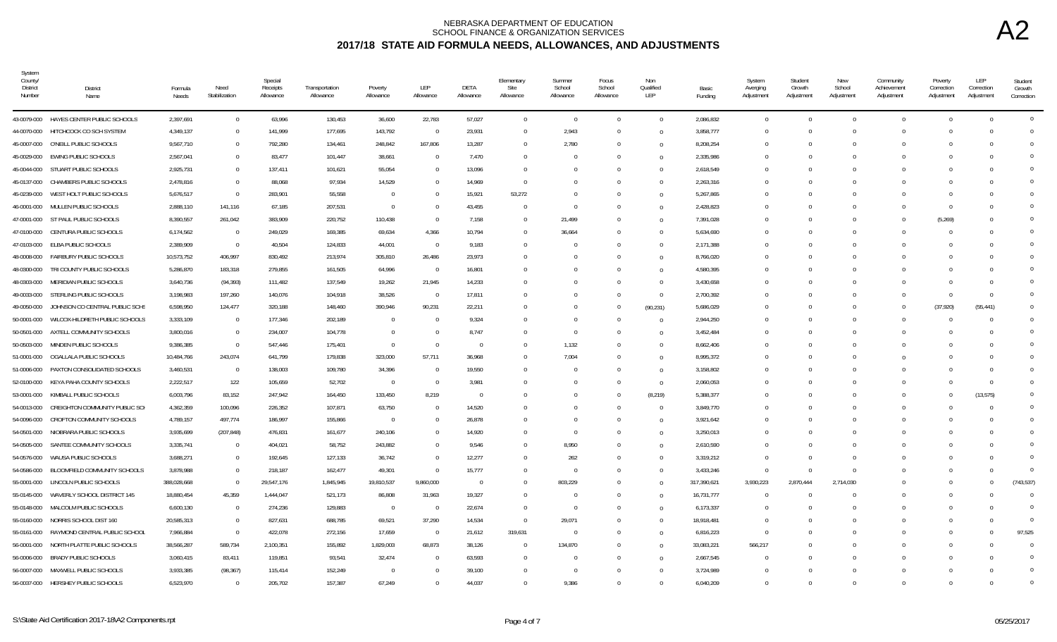# NEBRASKA DEPARTMENT OF EDUCATION
## SCHOOL FINANCE & ORGANIZATION SERVICES
## 2017/18 STATE AID FORMULA NEEDS, ALLOWANCES, AND ADJUSTMENTS

A2

| System County/ District Number | District Name | Formula Needs | Need Stabilization | Special Receipts Allowance | Transportation Allowance | Poverty Allowance | LEP Allowance | DETA Allowance | Elementary Site Allowance | Summer School Allowance | Focus School Allowance | Non Qualified LEP | Basic Funding | System Averging Adjustment | Student Growth Adjustment | New School Adjustment | Community Achievement Adjustment | Poverty Correction Adjustment | LEP Correction Adjustment | Student Growth Correction |
|---|---|---|---|---|---|---|---|---|---|---|---|---|---|---|---|---|---|---|---|---|
| 43-0079-000 | HAYES CENTER PUBLIC SCHOOLS | 2,397,691 | 0 | 63,996 | 130,453 | 36,600 | 22,783 | 57,027 | 0 | 0 | 0 | 0 | 2,086,832 | 0 | 0 | 0 | 0 | 0 | 0 | 0 |
| 44-0070-000 | HITCHCOCK CO SCH SYSTEM | 4,349,137 | 0 | 141,999 | 177,695 | 143,792 | 0 | 23,931 | 0 | 2,943 | 0 | 0 | 3,858,777 | 0 | 0 | 0 | 0 | 0 | 0 | 0 |
| 45-0007-000 | O'NEILL PUBLIC SCHOOLS | 9,567,710 | 0 | 792,280 | 134,461 | 248,842 | 167,806 | 13,287 | 0 | 2,780 | 0 | 0 | 8,208,254 | 0 | 0 | 0 | 0 | 0 | 0 | 0 |
| 45-0029-000 | EWING PUBLIC SCHOOLS | 2,567,041 | 0 | 83,477 | 101,447 | 38,661 | 0 | 7,470 | 0 | 0 | 0 | 0 | 2,335,986 | 0 | 0 | 0 | 0 | 0 | 0 | 0 |
| 45-0044-000 | STUART PUBLIC SCHOOLS | 2,925,731 | 0 | 137,411 | 101,621 | 55,054 | 0 | 13,096 | 0 | 0 | 0 | 0 | 2,618,549 | 0 | 0 | 0 | 0 | 0 | 0 | 0 |
| 45-0137-000 | CHAMBERS PUBLIC SCHOOLS | 2,478,816 | 0 | 88,068 | 97,934 | 14,529 | 0 | 14,969 | 0 | 0 | 0 | 0 | 2,263,316 | 0 | 0 | 0 | 0 | 0 | 0 | 0 |
| 45-0239-000 | WEST HOLT PUBLIC SCHOOLS | 5,676,517 | 0 | 283,901 | 55,558 | 0 | 0 | 15,921 | 53,272 | 0 | 0 | 0 | 5,267,865 | 0 | 0 | 0 | 0 | 0 | 0 | 0 |
| 46-0001-000 | MULLEN PUBLIC SCHOOLS | 2,888,110 | 141,116 | 67,185 | 207,531 | 0 | 0 | 43,455 | 0 | 0 | 0 | 0 | 2,428,823 | 0 | 0 | 0 | 0 | 0 | 0 | 0 |
| 47-0001-000 | ST PAUL PUBLIC SCHOOLS | 8,390,557 | 261,042 | 383,909 | 220,752 | 110,438 | 0 | 7,158 | 0 | 21,499 | 0 | 0 | 7,391,028 | 0 | 0 | 0 | 0 | (5,269) | 0 | 0 |
| 47-0100-000 | CENTURA PUBLIC SCHOOLS | 6,174,562 | 0 | 249,029 | 169,385 | 69,634 | 4,366 | 10,794 | 0 | 36,664 | 0 | 0 | 5,634,690 | 0 | 0 | 0 | 0 | 0 | 0 | 0 |
| 47-0103-000 | ELBA PUBLIC SCHOOLS | 2,389,909 | 0 | 40,504 | 124,833 | 44,001 | 0 | 9,183 | 0 | 0 | 0 | 0 | 2,171,388 | 0 | 0 | 0 | 0 | 0 | 0 | 0 |
| 48-0008-000 | FAIRBURY PUBLIC SCHOOLS | 10,573,752 | 406,997 | 830,492 | 213,974 | 305,810 | 26,486 | 23,973 | 0 | 0 | 0 | 0 | 8,766,020 | 0 | 0 | 0 | 0 | 0 | 0 | 0 |
| 48-0300-000 | TRI COUNTY PUBLIC SCHOOLS | 5,286,870 | 183,318 | 279,855 | 161,505 | 64,996 | 0 | 16,801 | 0 | 0 | 0 | 0 | 4,580,395 | 0 | 0 | 0 | 0 | 0 | 0 | 0 |
| 48-0303-000 | MERIDIAN PUBLIC SCHOOLS | 3,640,736 | (94,393) | 111,482 | 137,549 | 19,262 | 21,945 | 14,233 | 0 | 0 | 0 | 0 | 3,430,658 | 0 | 0 | 0 | 0 | 0 | 0 | 0 |
| 49-0033-000 | STERLING PUBLIC SCHOOLS | 3,198,983 | 197,260 | 140,076 | 104,918 | 38,526 | 0 | 17,811 | 0 | 0 | 0 | 0 | 2,700,392 | 0 | 0 | 0 | 0 | 0 | 0 | 0 |
| 49-0050-000 | JOHNSON CO CENTRAL PUBLIC SCHS | 6,598,950 | 124,477 | 320,188 | 148,460 | 390,946 | 90,231 | 22,211 | 0 | 0 | 0 | (90,231) | 5,686,029 | 0 | 0 | 0 | 0 | (37,920) | (55,441) | 0 |
| 50-0001-000 | WILCOX-HILDRETH PUBLIC SCHOOLS | 3,333,109 | 0 | 177,346 | 202,189 | 0 | 0 | 9,324 | 0 | 0 | 0 | 0 | 2,944,250 | 0 | 0 | 0 | 0 | 0 | 0 | 0 |
| 50-0501-000 | AXTELL COMMUNITY SCHOOLS | 3,800,016 | 0 | 234,007 | 104,778 | 0 | 0 | 8,747 | 0 | 0 | 0 | 0 | 3,452,484 | 0 | 0 | 0 | 0 | 0 | 0 | 0 |
| 50-0503-000 | MINDEN PUBLIC SCHOOLS | 9,386,385 | 0 | 547,446 | 175,401 | 0 | 0 | 0 | 0 | 1,132 | 0 | 0 | 8,662,406 | 0 | 0 | 0 | 0 | 0 | 0 | 0 |
| 51-0001-000 | OGALLALA PUBLIC SCHOOLS | 10,484,766 | 243,074 | 641,799 | 179,838 | 323,000 | 57,711 | 36,968 | 0 | 7,004 | 0 | 0 | 8,995,372 | 0 | 0 | 0 | 0 | 0 | 0 | 0 |
| 51-0006-000 | PAXTON CONSOLIDATED SCHOOLS | 3,460,531 | 0 | 138,003 | 109,780 | 34,396 | 0 | 19,550 | 0 | 0 | 0 | 0 | 3,158,802 | 0 | 0 | 0 | 0 | 0 | 0 | 0 |
| 52-0100-000 | KEYA PAHA COUNTY SCHOOLS | 2,222,517 | 122 | 105,659 | 52,702 | 0 | 0 | 3,981 | 0 | 0 | 0 | 0 | 2,060,053 | 0 | 0 | 0 | 0 | 0 | 0 | 0 |
| 53-0001-000 | KIMBALL PUBLIC SCHOOLS | 6,003,796 | 83,152 | 247,942 | 164,450 | 133,450 | 8,219 | 0 | 0 | 0 | 0 | (8,219) | 5,388,377 | 0 | 0 | 0 | 0 | 0 | (13,575) | 0 |
| 54-0013-000 | CREIGHTON COMMUNITY PUBLIC SCH | 4,362,359 | 100,096 | 226,352 | 107,871 | 63,750 | 0 | 14,520 | 0 | 0 | 0 | 0 | 3,849,770 | 0 | 0 | 0 | 0 | 0 | 0 | 0 |
| 54-0096-000 | CROFTON COMMUNITY SCHOOLS | 4,789,157 | 497,774 | 186,997 | 155,866 | 0 | 0 | 26,878 | 0 | 0 | 0 | 0 | 3,921,642 | 0 | 0 | 0 | 0 | 0 | 0 | 0 |
| 54-0501-000 | NIOBRARA PUBLIC SCHOOLS | 3,935,699 | (207,848) | 476,831 | 161,677 | 240,106 | 0 | 14,920 | 0 | 0 | 0 | 0 | 3,250,013 | 0 | 0 | 0 | 0 | 0 | 0 | 0 |
| 54-0505-000 | SANTEE COMMUNITY SCHOOLS | 3,335,741 | 0 | 404,021 | 58,752 | 243,882 | 0 | 9,546 | 0 | 8,950 | 0 | 0 | 2,610,590 | 0 | 0 | 0 | 0 | 0 | 0 | 0 |
| 54-0576-000 | WAUSA PUBLIC SCHOOLS | 3,688,271 | 0 | 192,645 | 127,133 | 36,742 | 0 | 12,277 | 0 | 262 | 0 | 0 | 3,319,212 | 0 | 0 | 0 | 0 | 0 | 0 | 0 |
| 54-0586-000 | BLOOMFIELD COMMUNITY SCHOOLS | 3,878,988 | 0 | 218,187 | 162,477 | 49,301 | 0 | 15,777 | 0 | 0 | 0 | 0 | 3,433,246 | 0 | 0 | 0 | 0 | 0 | 0 | 0 |
| 55-0001-000 | LINCOLN PUBLIC SCHOOLS | 389,028,668 | 0 | 29,547,176 | 1,845,945 | 19,810,537 | 9,860,000 | 0 | 0 | 803,229 | 0 | 0 | 317,390,621 | 3,930,223 | 2,870,444 | 2,714,030 | 0 | 0 | 0 | (743,537) |
| 55-0145-000 | WAVERLY SCHOOL DISTRICT 145 | 18,880,454 | 45,359 | 1,444,047 | 521,173 | 86,808 | 31,963 | 19,327 | 0 | 0 | 0 | 0 | 16,731,777 | 0 | 0 | 0 | 0 | 0 | 0 | 0 |
| 55-0148-000 | MALCOLM PUBLIC SCHOOLS | 6,600,130 | 0 | 274,236 | 129,883 | 0 | 0 | 22,674 | 0 | 0 | 0 | 0 | 6,173,337 | 0 | 0 | 0 | 0 | 0 | 0 | 0 |
| 55-0160-000 | NORRIS SCHOOL DIST 160 | 20,585,313 | 0 | 827,631 | 688,785 | 69,521 | 37,290 | 14,534 | 0 | 29,071 | 0 | 0 | 18,918,481 | 0 | 0 | 0 | 0 | 0 | 0 | 0 |
| 55-0161-000 | RAYMOND CENTRAL PUBLIC SCHOOL | 7,966,884 | 0 | 422,078 | 272,156 | 17,659 | 0 | 21,612 | 319,631 | 0 | 0 | 0 | 6,816,223 | 0 | 0 | 0 | 0 | 0 | 0 | 97,525 |
| 56-0001-000 | NORTH PLATTE PUBLIC SCHOOLS | 38,566,287 | 589,734 | 2,100,351 | 155,892 | 1,829,003 | 68,873 | 38,126 | 0 | 134,870 | 0 | 0 | 33,083,221 | 566,217 | 0 | 0 | 0 | 0 | 0 | 0 |
| 56-0006-000 | BRADY PUBLIC SCHOOLS | 3,060,415 | 83,411 | 119,851 | 93,541 | 32,474 | 0 | 63,593 | 0 | 0 | 0 | 0 | 2,667,545 | 0 | 0 | 0 | 0 | 0 | 0 | 0 |
| 56-0007-000 | MAXWELL PUBLIC SCHOOLS | 3,933,385 | (98,367) | 115,414 | 152,249 | 0 | 0 | 39,100 | 0 | 0 | 0 | 0 | 3,724,989 | 0 | 0 | 0 | 0 | 0 | 0 | 0 |
| 56-0037-000 | HERSHEY PUBLIC SCHOOLS | 6,523,970 | 0 | 205,702 | 157,387 | 67,249 | 0 | 44,037 | 0 | 9,386 | 0 | 0 | 6,040,209 | 0 | 0 | 0 | 0 | 0 | 0 | 0 |

S:\State Aid Certification 2017-18\A2 Components.rpt 05/25/2017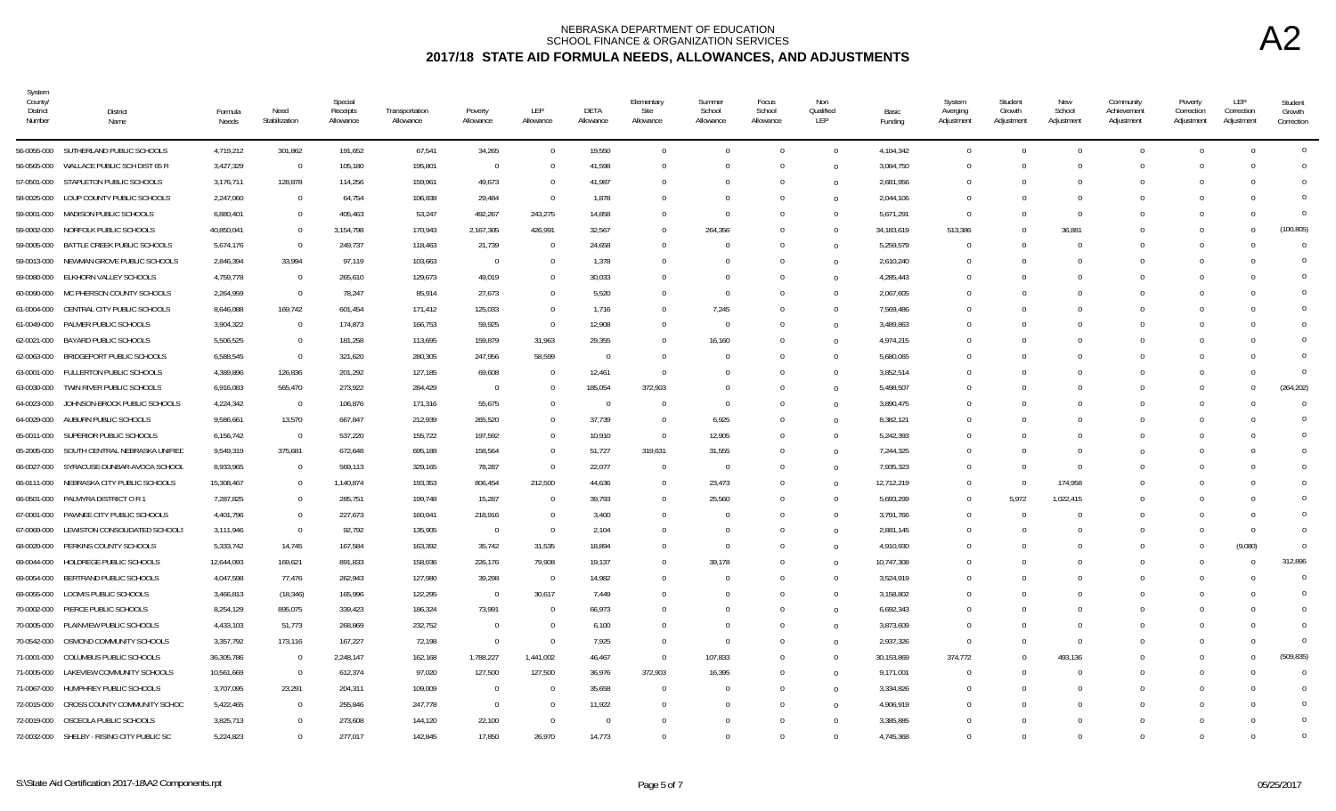# NEBRASKA DEPARTMENT OF EDUCATION
## SCHOOL FINANCE & ORGANIZATION SERVICES
## 2017/18 STATE AID FORMULA NEEDS, ALLOWANCES, AND ADJUSTMENTS

A2

| System County/ District Number | District Name | Formula Needs | Need Stabilization | Special Receipts Allowance | Transportation Allowance | Poverty Allowance | LEP Allowance | DETA Allowance | Elementary Site Allowance | Summer School Allowance | Focus School Allowance | Non Qualified LEP | Basic Funding | System Averging Adjustment | Student Growth Adjustment | New School Adjustment | Community Achievement Adjustment | Poverty Correction Adjustment | LEP Correction Adjustment | Student Growth Correction |
|---|---|---|---|---|---|---|---|---|---|---|---|---|---|---|---|---|---|---|---|---|
| 56-0055-000 | SUTHERLAND PUBLIC SCHOOLS | 4,719,212 | 301,862 | 191,652 | 67,541 | 34,265 | 0 | 19,550 | 0 | 0 | 0 | 0 | 4,104,342 | 0 | 0 | 0 | 0 | 0 | 0 | 0 |
| 56-0565-000 | WALLACE PUBLIC SCH DIST 65 R | 3,427,329 | 0 | 105,180 | 195,801 | 0 | 0 | 41,598 | 0 | 0 | 0 | 0 | 3,084,750 | 0 | 0 | 0 | 0 | 0 | 0 | 0 |
| 57-0501-000 | STAPLETON PUBLIC SCHOOLS | 3,176,711 | 128,878 | 114,256 | 159,961 | 49,673 | 0 | 41,987 | 0 | 0 | 0 | 0 | 2,681,956 | 0 | 0 | 0 | 0 | 0 | 0 | 0 |
| 58-0025-000 | LOUP COUNTY PUBLIC SCHOOLS | 2,247,060 | 0 | 64,754 | 106,838 | 29,484 | 0 | 1,878 | 0 | 0 | 0 | 0 | 2,044,106 | 0 | 0 | 0 | 0 | 0 | 0 | 0 |
| 59-0001-000 | MADISON PUBLIC SCHOOLS | 6,880,401 | 0 | 405,463 | 53,247 | 492,267 | 243,275 | 14,858 | 0 | 0 | 0 | 0 | 5,671,291 | 0 | 0 | 0 | 0 | 0 | 0 | 0 |
| 59-0002-000 | NORFOLK PUBLIC SCHOOLS | 40,850,041 | 0 | 3,154,798 | 170,943 | 2,167,305 | 426,991 | 32,567 | 0 | 264,356 | 0 | 0 | 34,183,619 | 513,386 | 0 | 36,881 | 0 | 0 | 0 | (100,805) |
| 59-0005-000 | BATTLE CREEK PUBLIC SCHOOLS | 5,674,176 | 0 | 249,737 | 118,463 | 21,739 | 0 | 24,658 | 0 | 0 | 0 | 0 | 5,259,579 | 0 | 0 | 0 | 0 | 0 | 0 | 0 |
| 59-0013-000 | NEWMAN GROVE PUBLIC SCHOOLS | 2,846,394 | 33,994 | 97,119 | 103,663 | 0 | 0 | 1,378 | 0 | 0 | 0 | 0 | 2,610,240 | 0 | 0 | 0 | 0 | 0 | 0 | 0 |
| 59-0080-000 | ELKHORN VALLEY SCHOOLS | 4,759,778 | 0 | 265,610 | 129,673 | 49,019 | 0 | 30,033 | 0 | 0 | 0 | 0 | 4,285,443 | 0 | 0 | 0 | 0 | 0 | 0 | 0 |
| 60-0090-000 | MC PHERSON COUNTY SCHOOLS | 2,264,959 | 0 | 78,247 | 85,914 | 27,673 | 0 | 5,520 | 0 | 0 | 0 | 0 | 2,067,605 | 0 | 0 | 0 | 0 | 0 | 0 | 0 |
| 61-0004-000 | CENTRAL CITY PUBLIC SCHOOLS | 8,646,088 | 169,742 | 601,454 | 171,412 | 125,033 | 0 | 1,716 | 0 | 7,245 | 0 | 0 | 7,569,486 | 0 | 0 | 0 | 0 | 0 | 0 | 0 |
| 61-0049-000 | PALMER PUBLIC SCHOOLS | 3,904,322 | 0 | 174,873 | 166,753 | 59,925 | 0 | 12,908 | 0 | 0 | 0 | 0 | 3,489,863 | 0 | 0 | 0 | 0 | 0 | 0 | 0 |
| 62-0021-000 | BAYARD PUBLIC SCHOOLS | 5,506,525 | 0 | 181,258 | 113,695 | 159,879 | 31,963 | 29,355 | 0 | 16,160 | 0 | 0 | 4,974,215 | 0 | 0 | 0 | 0 | 0 | 0 | 0 |
| 62-0063-000 | BRIDGEPORT PUBLIC SCHOOLS | 6,588,545 | 0 | 321,620 | 280,305 | 247,956 | 58,599 | 0 | 0 | 0 | 0 | 0 | 5,680,065 | 0 | 0 | 0 | 0 | 0 | 0 | 0 |
| 63-0001-000 | FULLERTON PUBLIC SCHOOLS | 4,389,896 | 126,836 | 201,292 | 127,185 | 69,608 | 0 | 12,461 | 0 | 0 | 0 | 0 | 3,852,514 | 0 | 0 | 0 | 0 | 0 | 0 | 0 |
| 63-0030-000 | TWIN RIVER PUBLIC SCHOOLS | 6,916,083 | 565,470 | 273,922 | 284,429 | 0 | 0 | 185,054 | 372,903 | 0 | 0 | 0 | 5,498,507 | 0 | 0 | 0 | 0 | 0 | 0 | (264,202) |
| 64-0023-000 | JOHNSON-BROCK PUBLIC SCHOOLS | 4,224,342 | 0 | 106,876 | 171,316 | 55,675 | 0 | 0 | 0 | 0 | 0 | 0 | 3,890,475 | 0 | 0 | 0 | 0 | 0 | 0 | 0 |
| 64-0029-000 | AUBURN PUBLIC SCHOOLS | 9,586,661 | 13,570 | 667,847 | 212,939 | 265,520 | 0 | 37,739 | 0 | 6,925 | 0 | 0 | 8,382,121 | 0 | 0 | 0 | 0 | 0 | 0 | 0 |
| 65-0011-000 | SUPERIOR PUBLIC SCHOOLS | 6,156,742 | 0 | 537,220 | 155,722 | 197,592 | 0 | 10,910 | 0 | 12,905 | 0 | 0 | 5,242,393 | 0 | 0 | 0 | 0 | 0 | 0 | 0 |
| 65-2005-000 | SOUTH CENTRAL NEBRASKA UNIFIED | 9,549,319 | 375,681 | 672,648 | 695,188 | 158,564 | 0 | 51,727 | 319,631 | 31,555 | 0 | 0 | 7,244,325 | 0 | 0 | 0 | 0 | 0 | 0 | 0 |
| 66-0027-000 | SYRACUSE-DUNBAR-AVOCA SCHOOL | 8,933,965 | 0 | 569,113 | 329,165 | 78,287 | 0 | 22,077 | 0 | 0 | 0 | 0 | 7,935,323 | 0 | 0 | 0 | 0 | 0 | 0 | 0 |
| 66-0111-000 | NEBRASKA CITY PUBLIC SCHOOLS | 15,308,467 | 0 | 1,140,874 | 193,353 | 806,454 | 212,500 | 44,636 | 0 | 23,473 | 0 | 0 | 12,712,219 | 0 | 0 | 174,958 | 0 | 0 | 0 | 0 |
| 66-0501-000 | PALMYRA DISTRICT O R 1 | 7,287,825 | 0 | 285,751 | 199,748 | 15,287 | 0 | 39,793 | 0 | 25,560 | 0 | 0 | 5,693,299 | 0 | 5,972 | 1,022,415 | 0 | 0 | 0 | 0 |
| 67-0001-000 | PAWNEE CITY PUBLIC SCHOOLS | 4,401,796 | 0 | 227,673 | 160,041 | 218,916 | 0 | 3,400 | 0 | 0 | 0 | 0 | 3,791,766 | 0 | 0 | 0 | 0 | 0 | 0 | 0 |
| 67-0069-000 | LEWISTON CONSOLIDATED SCHOOLS | 3,111,946 | 0 | 92,792 | 135,905 | 0 | 0 | 2,104 | 0 | 0 | 0 | 0 | 2,881,145 | 0 | 0 | 0 | 0 | 0 | 0 | 0 |
| 68-0020-000 | PERKINS COUNTY SCHOOLS | 5,333,742 | 14,745 | 167,584 | 163,392 | 35,742 | 31,535 | 18,894 | 0 | 0 | 0 | 0 | 4,910,930 | 0 | 0 | 0 | 0 | 0 | (9,080) | 0 |
| 69-0044-000 | HOLDREGE PUBLIC SCHOOLS | 12,644,093 | 169,621 | 891,833 | 158,036 | 226,176 | 79,908 | 19,137 | 0 | 39,178 | 0 | 0 | 10,747,308 | 0 | 0 | 0 | 0 | 0 | 0 | 312,896 |
| 69-0054-000 | BERTRAND PUBLIC SCHOOLS | 4,047,598 | 77,476 | 262,943 | 127,980 | 39,298 | 0 | 14,982 | 0 | 0 | 0 | 0 | 3,524,919 | 0 | 0 | 0 | 0 | 0 | 0 | 0 |
| 69-0055-000 | LOOMIS PUBLIC SCHOOLS | 3,466,813 | (18,346) | 165,996 | 122,295 | 0 | 30,617 | 7,449 | 0 | 0 | 0 | 0 | 3,158,802 | 0 | 0 | 0 | 0 | 0 | 0 | 0 |
| 70-0002-000 | PIERCE PUBLIC SCHOOLS | 8,254,129 | 895,075 | 339,423 | 186,324 | 73,991 | 0 | 66,973 | 0 | 0 | 0 | 0 | 6,692,343 | 0 | 0 | 0 | 0 | 0 | 0 | 0 |
| 70-0005-000 | PLAINVIEW PUBLIC SCHOOLS | 4,433,103 | 51,773 | 268,869 | 232,752 | 0 | 0 | 6,100 | 0 | 0 | 0 | 0 | 3,873,609 | 0 | 0 | 0 | 0 | 0 | 0 | 0 |
| 70-0542-000 | OSMOND COMMUNITY SCHOOLS | 3,357,792 | 173,116 | 167,227 | 72,198 | 0 | 0 | 7,925 | 0 | 0 | 0 | 0 | 2,937,326 | 0 | 0 | 0 | 0 | 0 | 0 | 0 |
| 71-0001-000 | COLUMBUS PUBLIC SCHOOLS | 36,305,786 | 0 | 2,248,147 | 162,168 | 1,788,227 | 1,441,002 | 46,467 | 0 | 107,833 | 0 | 0 | 30,153,869 | 374,772 | 0 | 493,136 | 0 | 0 | 0 | (509,835) |
| 71-0005-000 | LAKEVIEW COMMUNITY SCHOOLS | 10,561,669 | 0 | 612,374 | 97,020 | 127,500 | 127,500 | 36,976 | 372,903 | 16,395 | 0 | 0 | 9,171,001 | 0 | 0 | 0 | 0 | 0 | 0 | 0 |
| 71-0067-000 | HUMPHREY PUBLIC SCHOOLS | 3,707,095 | 23,291 | 204,311 | 109,009 | 0 | 0 | 35,658 | 0 | 0 | 0 | 0 | 3,334,826 | 0 | 0 | 0 | 0 | 0 | 0 | 0 |
| 72-0015-000 | CROSS COUNTY COMMUNITY SCHOC | 5,422,465 | 0 | 255,846 | 247,778 | 0 | 0 | 11,922 | 0 | 0 | 0 | 0 | 4,906,919 | 0 | 0 | 0 | 0 | 0 | 0 | 0 |
| 72-0019-000 | OSCEOLA PUBLIC SCHOOLS | 3,825,713 | 0 | 273,608 | 144,120 | 22,100 | 0 | 0 | 0 | 0 | 0 | 0 | 3,385,885 | 0 | 0 | 0 | 0 | 0 | 0 | 0 |
| 72-0032-000 | SHELBY - RISING CITY PUBLIC SC | 5,224,823 | 0 | 277,017 | 142,845 | 17,850 | 26,970 | 14,773 | 0 | 0 | 0 | 0 | 4,745,368 | 0 | 0 | 0 | 0 | 0 | 0 | 0 |

S:\State Aid Certification 2017-18\A2 Components.rpt — 05/25/2017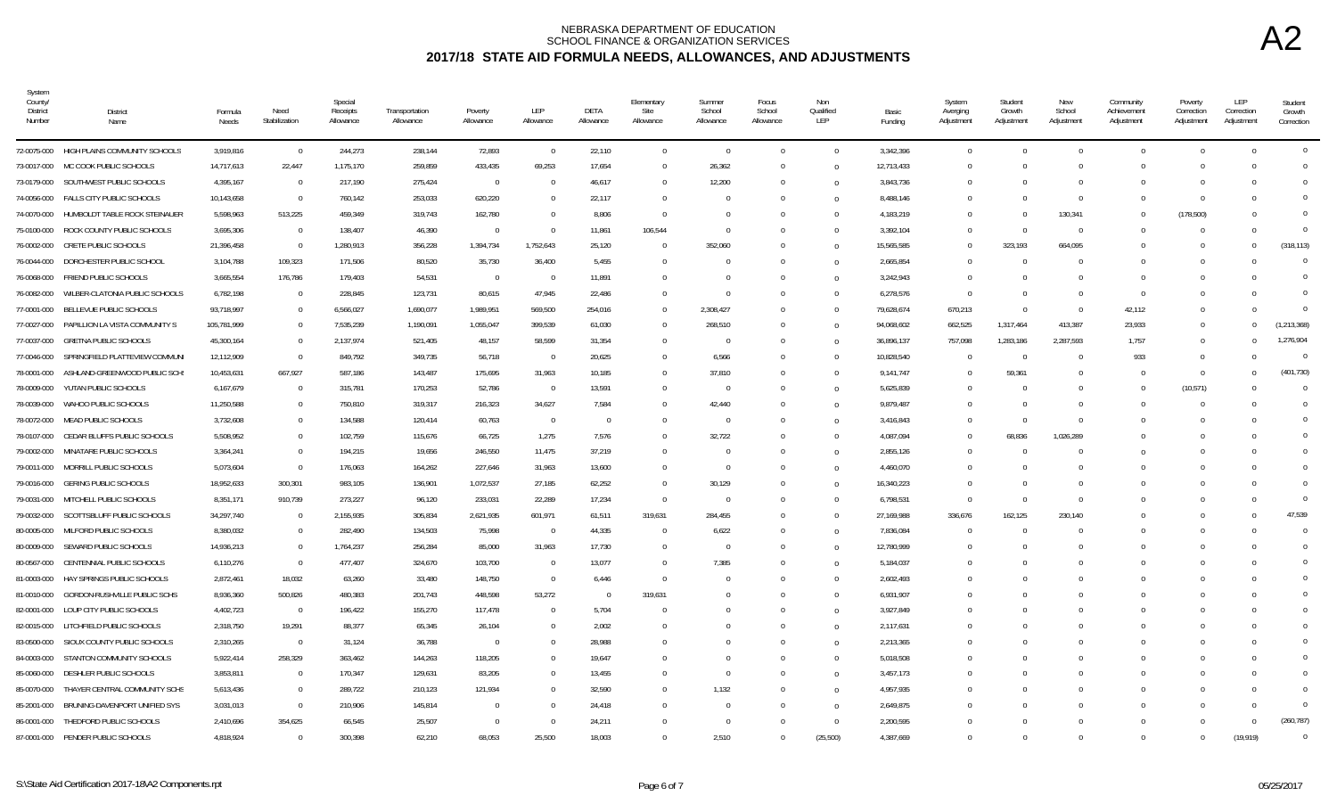# NEBRASKA DEPARTMENT OF EDUCATION
## SCHOOL FINANCE & ORGANIZATION SERVICES
## 2017/18 STATE AID FORMULA NEEDS, ALLOWANCES, AND ADJUSTMENTS

**A2**

| System County/ District Number | District Name | Formula Needs | Need Stabilization | Special Receipts Allowance | Transportation Allowance | Poverty Allowance | LEP Allowance | DETA Allowance | Elementary Site Allowance | Summer School Allowance | Focus School Allowance | Non Qualified LEP | Basic Funding | System Averging Adjustment | Student Growth Adjustment | New School Adjustment | Community Achievement Adjustment | Poverty Correction Adjustment | LEP Correction Adjustment | Student Growth Correction |
|---|---|---|---|---|---|---|---|---|---|---|---|---|---|---|---|---|---|---|---|---|
| 72-0075-000 | HIGH PLAINS COMMUNITY SCHOOLS | 3,919,816 | 0 | 244,273 | 238,144 | 72,893 | 0 | 22,110 | 0 | 0 | 0 | 0 | 3,342,396 | 0 | 0 | 0 | 0 | 0 | 0 | 0 |
| 73-0017-000 | MC COOK PUBLIC SCHOOLS | 14,717,613 | 22,447 | 1,175,170 | 259,859 | 433,435 | 69,253 | 17,654 | 0 | 26,362 | 0 | 0 | 12,713,433 | 0 | 0 | 0 | 0 | 0 | 0 | 0 |
| 73-0179-000 | SOUTHWEST PUBLIC SCHOOLS | 4,395,167 | 0 | 217,190 | 275,424 | 0 | 0 | 46,617 | 0 | 12,200 | 0 | 0 | 3,843,736 | 0 | 0 | 0 | 0 | 0 | 0 | 0 |
| 74-0056-000 | FALLS CITY PUBLIC SCHOOLS | 10,143,658 | 0 | 760,142 | 253,033 | 620,220 | 0 | 22,117 | 0 | 0 | 0 | 0 | 8,488,146 | 0 | 0 | 0 | 0 | 0 | 0 | 0 |
| 74-0070-000 | HUMBOLDT TABLE ROCK STEINAUER | 5,598,963 | 513,225 | 459,349 | 319,743 | 162,780 | 0 | 8,806 | 0 | 0 | 0 | 0 | 4,183,219 | 0 | 0 | 130,341 | 0 | (178,500) | 0 | 0 |
| 75-0100-000 | ROCK COUNTY PUBLIC SCHOOLS | 3,695,306 | 0 | 138,407 | 46,390 | 0 | 0 | 11,861 | 106,544 | 0 | 0 | 0 | 3,392,104 | 0 | 0 | 0 | 0 | 0 | 0 | 0 |
| 76-0002-000 | CRETE PUBLIC SCHOOLS | 21,396,458 | 0 | 1,280,913 | 356,228 | 1,394,734 | 1,752,643 | 25,120 | 0 | 352,060 | 0 | 0 | 15,565,585 | 0 | 323,193 | 664,095 | 0 | 0 | 0 | (318,113) |
| 76-0044-000 | DORCHESTER PUBLIC SCHOOL | 3,104,788 | 109,323 | 171,506 | 80,520 | 35,730 | 36,400 | 5,455 | 0 | 0 | 0 | 0 | 2,665,854 | 0 | 0 | 0 | 0 | 0 | 0 | 0 |
| 76-0068-000 | FRIEND PUBLIC SCHOOLS | 3,665,554 | 176,786 | 179,403 | 54,531 | 0 | 0 | 11,891 | 0 | 0 | 0 | 0 | 3,242,943 | 0 | 0 | 0 | 0 | 0 | 0 | 0 |
| 76-0082-000 | WILBER-CLATONIA PUBLIC SCHOOLS | 6,782,198 | 0 | 228,845 | 123,731 | 80,615 | 47,945 | 22,486 | 0 | 0 | 0 | 0 | 6,278,576 | 0 | 0 | 0 | 0 | 0 | 0 | 0 |
| 77-0001-000 | BELLEVUE PUBLIC SCHOOLS | 93,718,997 | 0 | 6,566,027 | 1,690,077 | 1,989,951 | 569,500 | 254,016 | 0 | 2,308,427 | 0 | 0 | 79,628,674 | 670,213 | 0 | 0 | 42,112 | 0 | 0 | 0 |
| 77-0027-000 | PAPILLION LA VISTA COMMUNITY S | 105,781,999 | 0 | 7,535,239 | 1,190,091 | 1,055,047 | 399,539 | 61,030 | 0 | 269,510 | 0 | 0 | 94,068,602 | 662,525 | 1,317,464 | 413,387 | 23,933 | 0 | 0 | (1,213,368) |
| 77-0037-000 | GRETNA PUBLIC SCHOOLS | 45,300,164 | 0 | 2,137,974 | 521,405 | 48,157 | 58,599 | 31,354 | 0 | 0 | 0 | 0 | 36,896,137 | 757,098 | 1,283,186 | 2,287,593 | 1,757 | 0 | 0 | 1,276,904 |
| 77-0046-000 | SPRINGFIELD PLATTEVIEW COMMUNI | 12,112,909 | 0 | 849,792 | 349,735 | 56,718 | 0 | 20,625 | 0 | 6,566 | 0 | 0 | 10,828,540 | 0 | 0 | 0 | 933 | 0 | 0 | 0 |
| 78-0001-000 | ASHLAND-GREENWOOD PUBLIC SCH | 10,453,631 | 667,927 | 587,186 | 143,487 | 175,695 | 31,963 | 10,185 | 0 | 37,810 | 0 | 0 | 9,141,747 | 0 | 59,361 | 0 | 0 | 0 | 0 | (401,730) |
| 78-0009-000 | YUTAN PUBLIC SCHOOLS | 6,167,679 | 0 | 315,781 | 170,253 | 52,786 | 0 | 13,591 | 0 | 0 | 0 | 0 | 5,625,839 | 0 | 0 | 0 | 0 | (10,571) | 0 | 0 |
| 78-0039-000 | WAHOO PUBLIC SCHOOLS | 11,250,588 | 0 | 750,810 | 319,317 | 216,323 | 34,627 | 7,584 | 0 | 42,440 | 0 | 0 | 9,879,487 | 0 | 0 | 0 | 0 | 0 | 0 | 0 |
| 78-0072-000 | MEAD PUBLIC SCHOOLS | 3,732,608 | 0 | 134,588 | 120,414 | 60,763 | 0 | 0 | 0 | 0 | 0 | 0 | 3,416,843 | 0 | 0 | 0 | 0 | 0 | 0 | 0 |
| 78-0107-000 | CEDAR BLUFFS PUBLIC SCHOOLS | 5,508,952 | 0 | 102,759 | 115,676 | 66,725 | 1,275 | 7,576 | 0 | 32,722 | 0 | 0 | 4,087,094 | 0 | 68,836 | 1,026,289 | 0 | 0 | 0 | 0 |
| 79-0002-000 | MINATARE PUBLIC SCHOOLS | 3,364,241 | 0 | 194,215 | 19,656 | 246,550 | 11,475 | 37,219 | 0 | 0 | 0 | 0 | 2,855,126 | 0 | 0 | 0 | 0 | 0 | 0 | 0 |
| 79-0011-000 | MORRILL PUBLIC SCHOOLS | 5,073,604 | 0 | 176,063 | 164,262 | 227,646 | 31,963 | 13,600 | 0 | 0 | 0 | 0 | 4,460,070 | 0 | 0 | 0 | 0 | 0 | 0 | 0 |
| 79-0016-000 | GERING PUBLIC SCHOOLS | 18,952,633 | 300,301 | 983,105 | 136,901 | 1,072,537 | 27,185 | 62,252 | 0 | 30,129 | 0 | 0 | 16,340,223 | 0 | 0 | 0 | 0 | 0 | 0 | 0 |
| 79-0031-000 | MITCHELL PUBLIC SCHOOLS | 8,351,171 | 910,739 | 273,227 | 96,120 | 233,031 | 22,289 | 17,234 | 0 | 0 | 0 | 0 | 6,798,531 | 0 | 0 | 0 | 0 | 0 | 0 | 0 |
| 79-0032-000 | SCOTTSBLUFF PUBLIC SCHOOLS | 34,297,740 | 0 | 2,155,935 | 305,834 | 2,621,935 | 601,971 | 61,511 | 319,631 | 284,455 | 0 | 0 | 27,169,988 | 336,676 | 162,125 | 230,140 | 0 | 0 | 0 | 47,539 |
| 80-0005-000 | MILFORD PUBLIC SCHOOLS | 8,380,032 | 0 | 282,490 | 134,503 | 75,998 | 0 | 44,335 | 0 | 6,622 | 0 | 0 | 7,836,084 | 0 | 0 | 0 | 0 | 0 | 0 | 0 |
| 80-0009-000 | SEWARD PUBLIC SCHOOLS | 14,936,213 | 0 | 1,764,237 | 256,284 | 85,000 | 31,963 | 17,730 | 0 | 0 | 0 | 0 | 12,780,999 | 0 | 0 | 0 | 0 | 0 | 0 | 0 |
| 80-0567-000 | CENTENNIAL PUBLIC SCHOOLS | 6,110,276 | 0 | 477,407 | 324,670 | 103,700 | 0 | 13,077 | 0 | 7,385 | 0 | 0 | 5,184,037 | 0 | 0 | 0 | 0 | 0 | 0 | 0 |
| 81-0003-000 | HAY SPRINGS PUBLIC SCHOOLS | 2,872,461 | 18,032 | 63,260 | 33,480 | 148,750 | 0 | 6,446 | 0 | 0 | 0 | 0 | 2,602,493 | 0 | 0 | 0 | 0 | 0 | 0 | 0 |
| 81-0010-000 | GORDON-RUSHVILLE PUBLIC SCHS | 8,936,360 | 500,826 | 480,383 | 201,743 | 448,598 | 53,272 | 0 | 319,631 | 0 | 0 | 0 | 6,931,907 | 0 | 0 | 0 | 0 | 0 | 0 | 0 |
| 82-0001-000 | LOUP CITY PUBLIC SCHOOLS | 4,402,723 | 0 | 196,422 | 155,270 | 117,478 | 0 | 5,704 | 0 | 0 | 0 | 0 | 3,927,849 | 0 | 0 | 0 | 0 | 0 | 0 | 0 |
| 82-0015-000 | LITCHFIELD PUBLIC SCHOOLS | 2,318,750 | 19,291 | 88,377 | 65,345 | 26,104 | 0 | 2,002 | 0 | 0 | 0 | 0 | 2,117,631 | 0 | 0 | 0 | 0 | 0 | 0 | 0 |
| 83-0500-000 | SIOUX COUNTY PUBLIC SCHOOLS | 2,310,265 | 0 | 31,124 | 36,788 | 0 | 0 | 28,988 | 0 | 0 | 0 | 0 | 2,213,365 | 0 | 0 | 0 | 0 | 0 | 0 | 0 |
| 84-0003-000 | STANTON COMMUNITY SCHOOLS | 5,922,414 | 258,329 | 363,462 | 144,263 | 118,205 | 0 | 19,647 | 0 | 0 | 0 | 0 | 5,018,508 | 0 | 0 | 0 | 0 | 0 | 0 | 0 |
| 85-0060-000 | DESHLER PUBLIC SCHOOLS | 3,853,811 | 0 | 170,347 | 129,631 | 83,205 | 0 | 13,455 | 0 | 0 | 0 | 0 | 3,457,173 | 0 | 0 | 0 | 0 | 0 | 0 | 0 |
| 85-0070-000 | THAYER CENTRAL COMMUNITY SCHS | 5,613,436 | 0 | 289,722 | 210,123 | 121,934 | 0 | 32,590 | 0 | 1,132 | 0 | 0 | 4,957,935 | 0 | 0 | 0 | 0 | 0 | 0 | 0 |
| 85-2001-000 | BRUNING-DAVENPORT UNIFIED SYS | 3,031,013 | 0 | 210,906 | 145,814 | 0 | 0 | 24,418 | 0 | 0 | 0 | 0 | 2,649,875 | 0 | 0 | 0 | 0 | 0 | 0 | 0 |
| 86-0001-000 | THEDFORD PUBLIC SCHOOLS | 2,410,696 | 354,625 | 66,545 | 25,507 | 0 | 0 | 24,211 | 0 | 0 | 0 | 0 | 2,200,595 | 0 | 0 | 0 | 0 | 0 | 0 | (260,787) |
| 87-0001-000 | PENDER PUBLIC SCHOOLS | 4,818,924 | 0 | 300,398 | 62,210 | 68,053 | 25,500 | 18,003 | 0 | 2,510 | 0 | (25,500) | 4,387,669 | 0 | 0 | 0 | 0 | 0 | (19,919) | 0 |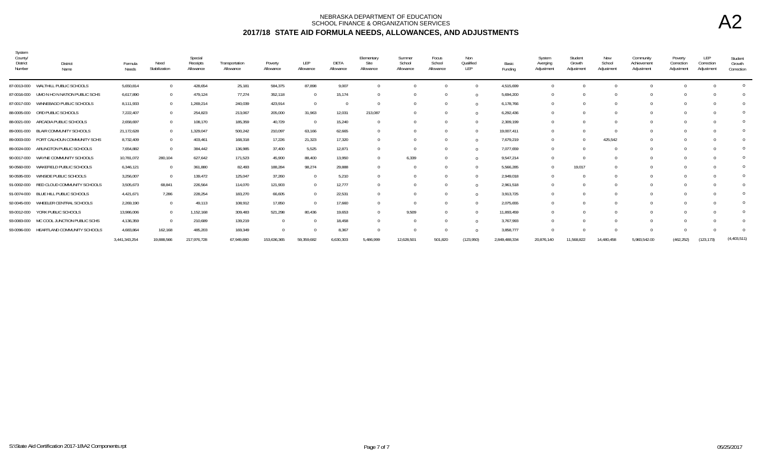NEBRASKA DEPARTMENT OF EDUCATION
SCHOOL FINANCE & ORGANIZATION SERVICES

# 2017/18 STATE AID FORMULA NEEDS, ALLOWANCES, AND ADJUSTMENTS

A2

| System County/ District Number | District Name | Formula Needs | Need Stabilization | Special Receipts Allowance | Transportation Allowance | Poverty Allowance | LEP Allowance | DETA Allowance | Elementary Site Allowance | Summer School Allowance | Focus School Allowance | Non Qualified LEP | Basic Funding | System Averging Adjustment | Student Growth Adjustment | New School Adjustment | Community Achievement Adjustment | Poverty Correction Adjustment | LEP Correction Adjustment | Student Growth Correction |
|---|---|---|---|---|---|---|---|---|---|---|---|---|---|---|---|---|---|---|---|---|
| 87-0013-000 | WALTHILL PUBLIC SCHOOLS | 5,650,814 | 0 | 428,654 | 25,181 | 584,375 | 87,898 | 9,007 | 0 | 0 | 0 | 0 | 4,515,699 | 0 | 0 | 0 | 0 | 0 | 0 | 0 |
| 87-0016-000 | UMO N HO N NATION PUBLIC SCHS | 6,617,890 | 0 | 479,124 | 77,274 | 352,118 | 0 | 15,174 | 0 | 0 | 0 | 0 | 5,694,200 | 0 | 0 | 0 | 0 | 0 | 0 | 0 |
| 87-0017-000 | WINNEBAGO PUBLIC SCHOOLS | 8,111,933 | 0 | 1,269,214 | 240,039 | 423,914 | 0 | 0 | 0 | 0 | 0 | 0 | 6,178,766 | 0 | 0 | 0 | 0 | 0 | 0 | 0 |
| 88-0005-000 | ORD PUBLIC SCHOOLS | 7,222,407 | 0 | 254,823 | 213,067 | 205,000 | 31,963 | 12,031 | 213,087 | 0 | 0 | 0 | 6,292,436 | 0 | 0 | 0 | 0 | 0 | 0 | 0 |
| 88-0021-000 | ARCADIA PUBLIC SCHOOLS | 2,658,697 | 0 | 108,170 | 185,359 | 40,729 | 0 | 15,240 | 0 | 0 | 0 | 0 | 2,309,199 | 0 | 0 | 0 | 0 | 0 | 0 | 0 |
| 89-0001-000 | BLAIR COMMUNITY SCHOOLS | 21,172,628 | 0 | 1,329,047 | 500,242 | 210,097 | 63,166 | 62,665 | 0 | 0 | 0 | 0 | 19,007,411 | 0 | 0 | 0 | 0 | 0 | 0 | 0 |
| 89-0003-000 | FORT CALHOUN COMMUNITY SCHS | 8,732,409 | 0 | 403,461 | 168,318 | 17,226 | 21,323 | 17,320 | 0 | 0 | 0 | 0 | 7,679,219 | 0 | 0 | 425,542 | 0 | 0 | 0 | 0 |
| 89-0024-000 | ARLINGTON PUBLIC SCHOOLS | 7,654,882 | 0 | 384,442 | 136,985 | 37,400 | 5,525 | 12,871 | 0 | 0 | 0 | 0 | 7,077,659 | 0 | 0 | 0 | 0 | 0 | 0 | 0 |
| 90-0017-000 | WAYNE COMMUNITY SCHOOLS | 10,781,072 | 280,104 | 627,642 | 171,523 | 45,900 | 88,400 | 13,950 | 0 | 6,339 | 0 | 0 | 9,547,214 | 0 | 0 | 0 | 0 | 0 | 0 | 0 |
| 90-0560-000 | WAKEFIELD PUBLIC SCHOOLS | 6,346,121 | 0 | 361,880 | 82,493 | 188,284 | 98,274 | 29,888 | 0 | 0 | 0 | 0 | 5,566,285 | 0 | 19,017 | 0 | 0 | 0 | 0 | 0 |
| 90-0595-000 | WINSIDE PUBLIC SCHOOLS | 3,256,007 | 0 | 139,472 | 125,047 | 37,260 | 0 | 5,210 | 0 | 0 | 0 | 0 | 2,949,018 | 0 | 0 | 0 | 0 | 0 | 0 | 0 |
| 91-0002-000 | RED CLOUD COMMUNITY SCHOOLS | 3,505,673 | 68,841 | 226,564 | 114,070 | 121,903 | 0 | 12,777 | 0 | 0 | 0 | 0 | 2,961,518 | 0 | 0 | 0 | 0 | 0 | 0 | 0 |
| 91-0074-000 | BLUE HILL PUBLIC SCHOOLS | 4,421,671 | 7,286 | 228,254 | 183,270 | 66,605 | 0 | 22,531 | 0 | 0 | 0 | 0 | 3,913,725 | 0 | 0 | 0 | 0 | 0 | 0 | 0 |
| 92-0045-000 | WHEELER CENTRAL SCHOOLS | 2,269,190 | 0 | 49,113 | 108,912 | 17,850 | 0 | 17,660 | 0 | 0 | 0 | 0 | 2,075,655 | 0 | 0 | 0 | 0 | 0 | 0 | 0 |
| 93-0012-000 | YORK PUBLIC SCHOOLS | 13,986,006 | 0 | 1,152,168 | 309,483 | 521,298 | 80,436 | 19,653 | 0 | 9,509 | 0 | 0 | 11,893,459 | 0 | 0 | 0 | 0 | 0 | 0 | 0 |
| 93-0083-000 | MC COOL JUNCTION PUBLIC SCHS | 4,136,359 | 0 | 210,689 | 139,219 | 0 | 0 | 18,458 | 0 | 0 | 0 | 0 | 3,767,993 | 0 | 0 | 0 | 0 | 0 | 0 | 0 |
| 93-0096-000 | HEARTLAND COMMUNITY SCHOOLS | 4,683,864 | 162,168 | 485,203 | 169,349 | 0 | 0 | 8,367 | 0 | 0 | 0 | 0 | 3,858,777 | 0 | 0 | 0 | 0 | 0 | 0 | 0 |
| | | 3,441,343,254 | 19,888,566 | 217,976,728 | 67,949,880 | 153,636,365 | 59,359,682 | 6,630,303 | 5,486,999 | 12,628,501 | 501,820 | (123,950) | 2,849,488,334 | 20,876,140 | 11,568,822 | 14,480,458 | 5,983,542.00 | (462,252) | (123,173) | (4,403,511) |

S:\State Aid Certification 2017-18\A2 Components.rpt

05/25/2017